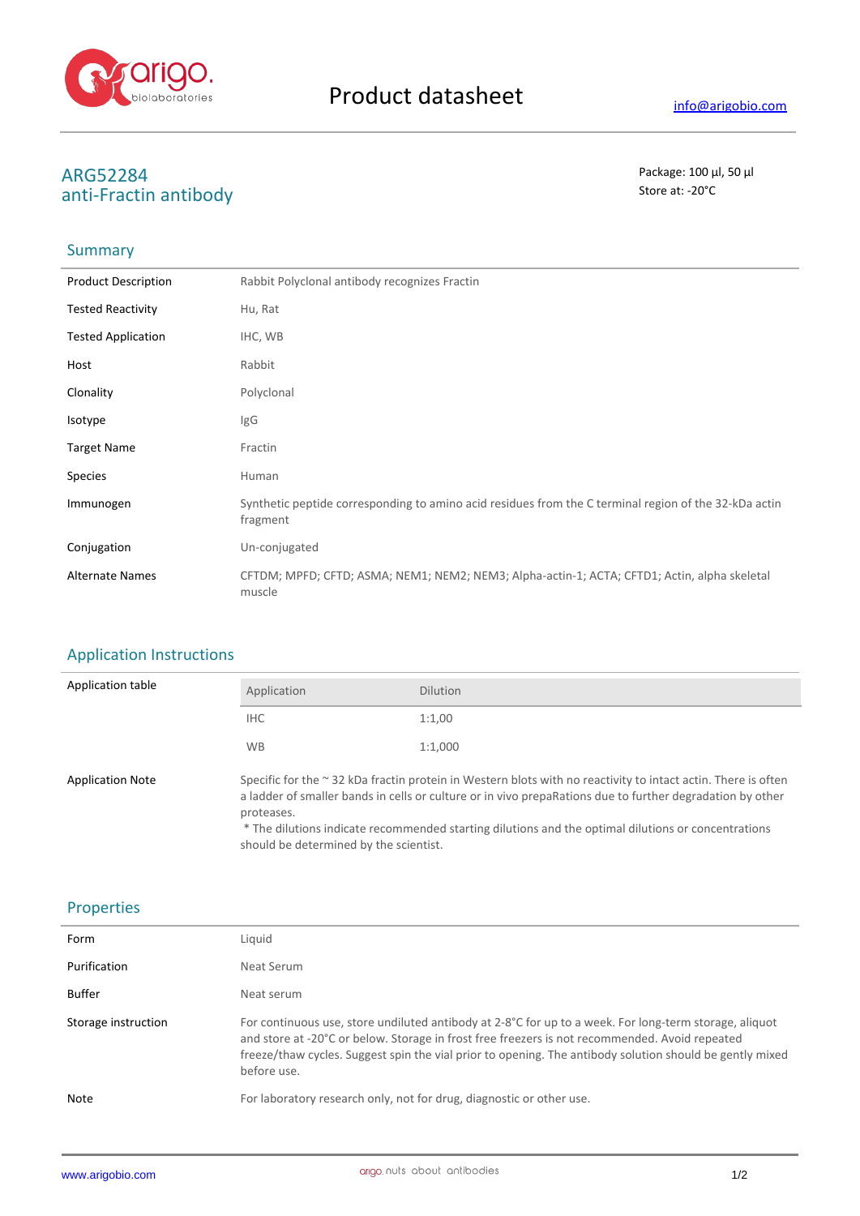# Product datasheet

info@arigobio.com

## ARG52284
## anti-Fractin antibody

Package: 100 μl, 50 μl
Store at: -20°C

## Summary

| | |
|---|---|
| Product Description | Rabbit Polyclonal antibody recognizes Fractin |
| Tested Reactivity | Hu, Rat |
| Tested Application | IHC, WB |
| Host | Rabbit |
| Clonality | Polyclonal |
| Isotype | IgG |
| Target Name | Fractin |
| Species | Human |
| Immunogen | Synthetic peptide corresponding to amino acid residues from the C terminal region of the 32-kDa actin fragment |
| Conjugation | Un-conjugated |
| Alternate Names | CFTDM; MPFD; CFTD; ASMA; NEM1; NEM2; NEM3; Alpha-actin-1; ACTA; CFTD1; Actin, alpha skeletal muscle |

## Application Instructions

Application table

| Application | Dilution |
|---|---|
| IHC | 1:1,00 |
| WB | 1:1,000 |

Application Note: Specific for the ~ 32 kDa fractin protein in Western blots with no reactivity to intact actin. There is often a ladder of smaller bands in cells or culture or in vivo prepaRations due to further degradation by other proteases.
* The dilutions indicate recommended starting dilutions and the optimal dilutions or concentrations should be determined by the scientist.

## Properties

| | |
|---|---|
| Form | Liquid |
| Purification | Neat Serum |
| Buffer | Neat serum |
| Storage instruction | For continuous use, store undiluted antibody at 2-8°C for up to a week. For long-term storage, aliquot and store at -20°C or below. Storage in frost free freezers is not recommended. Avoid repeated freeze/thaw cycles. Suggest spin the vial prior to opening. The antibody solution should be gently mixed before use. |
| Note | For laboratory research only, not for drug, diagnostic or other use. |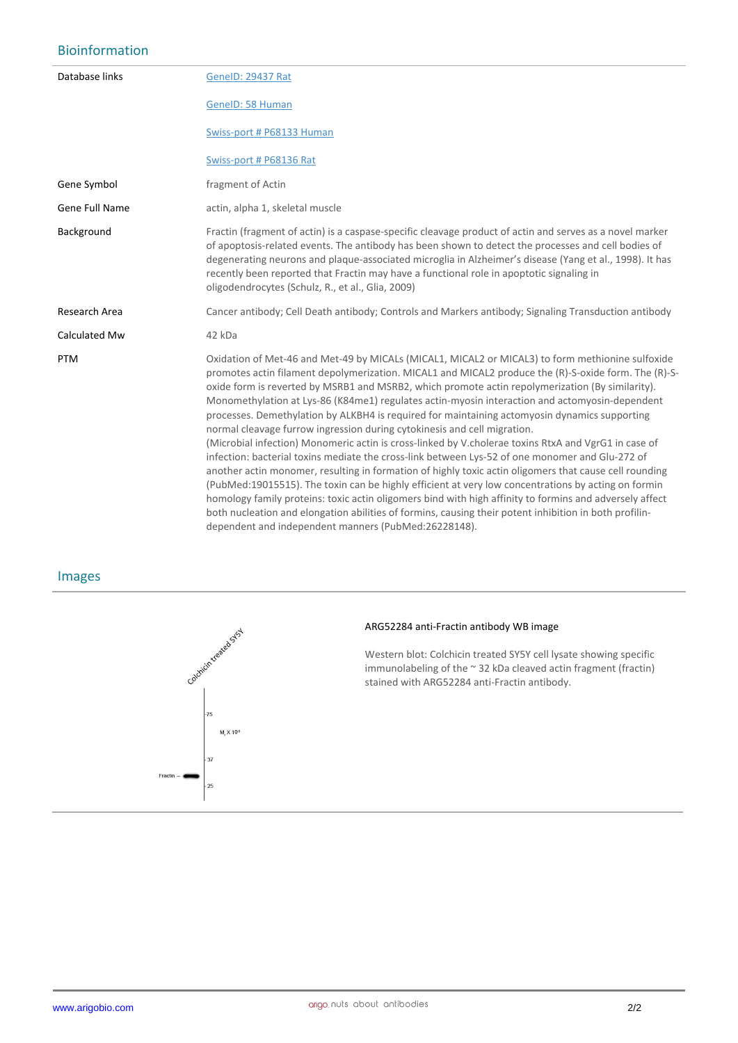## Bioinformation

| | |
|---|---|
| Database links | GeneID: 29437 Rat<br><br>GeneID: 58 Human<br><br>Swiss-port # P68133 Human<br><br>Swiss-port # P68136 Rat |
| Gene Symbol | fragment of Actin |
| Gene Full Name | actin, alpha 1, skeletal muscle |
| Background | Fractin (fragment of actin) is a caspase-specific cleavage product of actin and serves as a novel marker of apoptosis-related events. The antibody has been shown to detect the processes and cell bodies of degenerating neurons and plaque-associated microglia in Alzheimer's disease (Yang et al., 1998). It has recently been reported that Fractin may have a functional role in apoptotic signaling in oligodendrocytes (Schulz, R., et al., Glia, 2009) |
| Research Area | Cancer antibody; Cell Death antibody; Controls and Markers antibody; Signaling Transduction antibody |
| Calculated Mw | 42 kDa |
| PTM | Oxidation of Met-46 and Met-49 by MICALs (MICAL1, MICAL2 or MICAL3) to form methionine sulfoxide promotes actin filament depolymerization. MICAL1 and MICAL2 produce the (R)-S-oxide form. The (R)-S-oxide form is reverted by MSRB1 and MSRB2, which promote actin repolymerization (By similarity). Monomethylation at Lys-86 (K84me1) regulates actin-myosin interaction and actomyosin-dependent processes. Demethylation by ALKBH4 is required for maintaining actomyosin dynamics supporting normal cleavage furrow ingression during cytokinesis and cell migration.<br>(Microbial infection) Monomeric actin is cross-linked by V.cholerae toxins RtxA and VgrG1 in case of infection: bacterial toxins mediate the cross-link between Lys-52 of one monomer and Glu-272 of another actin monomer, resulting in formation of highly toxic actin oligomers that cause cell rounding (PubMed:19015515). The toxin can be highly efficient at very low concentrations by acting on formin homology family proteins: toxic actin oligomers bind with high affinity to formins and adversely affect both nucleation and elongation abilities of formins, causing their potent inhibition in both profilin-dependent and independent manners (PubMed:26228148). |

## Images

Colchicin treated SY5Y

75

$M_r$ X $10^3$

37

Fractin –

25

**ARG52284 anti-Fractin antibody WB image**

Western blot: Colchicin treated SY5Y cell lysate showing specific immunolabeling of the ~ 32 kDa cleaved actin fragment (fractin) stained with ARG52284 anti-Fractin antibody.